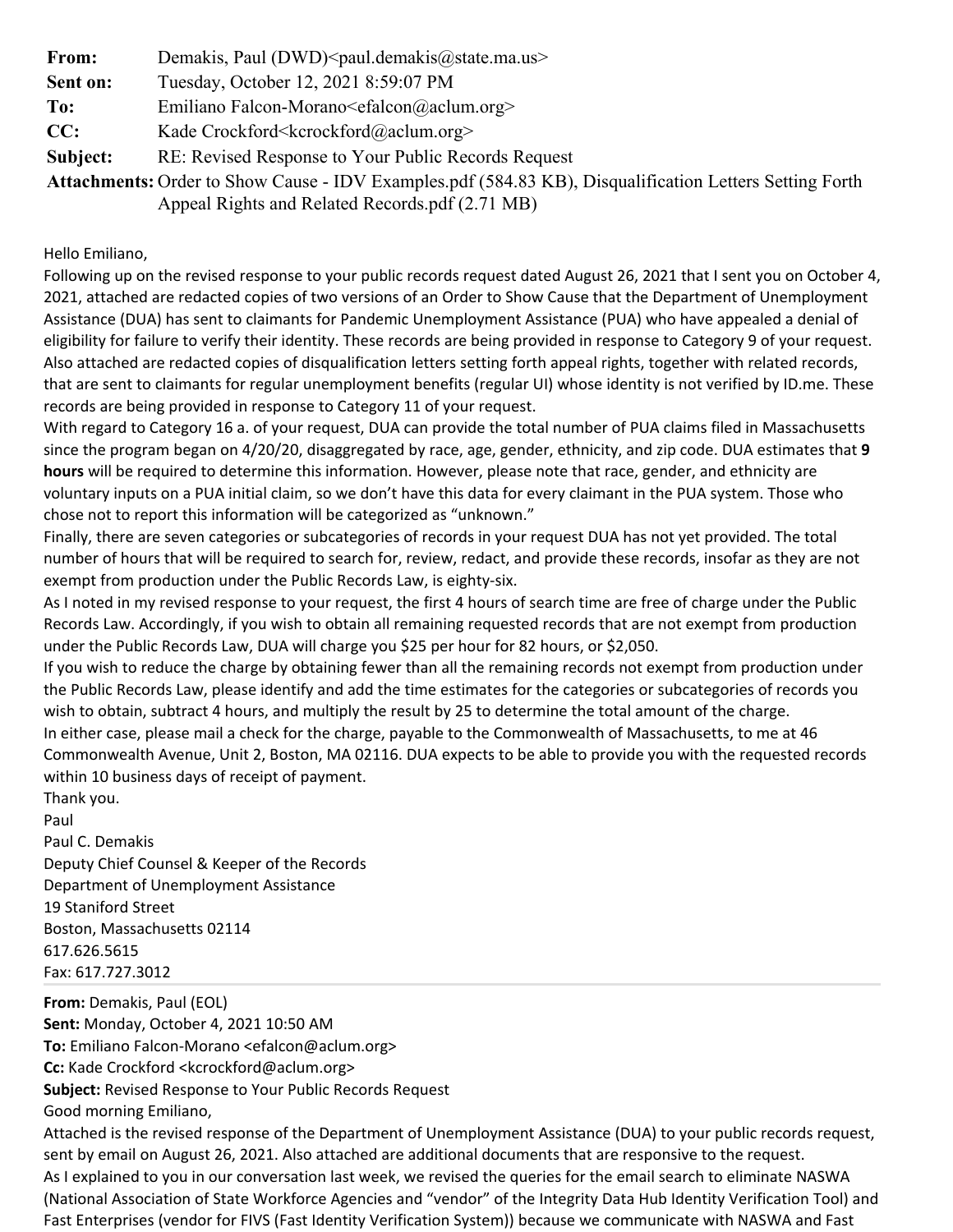| | |
|---|---|
| **From:** | Demakis, Paul (DWD)<paul.demakis@state.ma.us> |
| **Sent on:** | Tuesday, October 12, 2021 8:59:07 PM |
| **To:** | Emiliano Falcon-Morano<efalcon@aclum.org> |
| **CC:** | Kade Crockford<kcrockford@aclum.org> |
| **Subject:** | RE: Revised Response to Your Public Records Request |
| **Attachments:** | Order to Show Cause - IDV Examples.pdf (584.83 KB), Disqualification Letters Setting Forth Appeal Rights and Related Records.pdf (2.71 MB) |

Hello Emiliano,

Following up on the revised response to your public records request dated August 26, 2021 that I sent you on October 4, 2021, attached are redacted copies of two versions of an Order to Show Cause that the Department of Unemployment Assistance (DUA) has sent to claimants for Pandemic Unemployment Assistance (PUA) who have appealed a denial of eligibility for failure to verify their identity. These records are being provided in response to Category 9 of your request. Also attached are redacted copies of disqualification letters setting forth appeal rights, together with related records, that are sent to claimants for regular unemployment benefits (regular UI) whose identity is not verified by ID.me. These records are being provided in response to Category 11 of your request.

With regard to Category 16 a. of your request, DUA can provide the total number of PUA claims filed in Massachusetts since the program began on 4/20/20, disaggregated by race, age, gender, ethnicity, and zip code. DUA estimates that **9 hours** will be required to determine this information. However, please note that race, gender, and ethnicity are voluntary inputs on a PUA initial claim, so we don't have this data for every claimant in the PUA system. Those who chose not to report this information will be categorized as "unknown."

Finally, there are seven categories or subcategories of records in your request DUA has not yet provided. The total number of hours that will be required to search for, review, redact, and provide these records, insofar as they are not exempt from production under the Public Records Law, is eighty-six.

As I noted in my revised response to your request, the first 4 hours of search time are free of charge under the Public Records Law. Accordingly, if you wish to obtain all remaining requested records that are not exempt from production under the Public Records Law, DUA will charge you $25 per hour for 82 hours, or $2,050.

If you wish to reduce the charge by obtaining fewer than all the remaining records not exempt from production under the Public Records Law, please identify and add the time estimates for the categories or subcategories of records you wish to obtain, subtract 4 hours, and multiply the result by 25 to determine the total amount of the charge.

In either case, please mail a check for the charge, payable to the Commonwealth of Massachusetts, to me at 46 Commonwealth Avenue, Unit 2, Boston, MA 02116. DUA expects to be able to provide you with the requested records within 10 business days of receipt of payment.

Thank you.

Paul

Paul C. Demakis
Deputy Chief Counsel & Keeper of the Records
Department of Unemployment Assistance
19 Staniford Street
Boston, Massachusetts 02114
617.626.5615
Fax: 617.727.3012

---

**From:** Demakis, Paul (EOL)
**Sent:** Monday, October 4, 2021 10:50 AM
**To:** Emiliano Falcon-Morano <efalcon@aclum.org>
**Cc:** Kade Crockford <kcrockford@aclum.org>
**Subject:** Revised Response to Your Public Records Request

Good morning Emiliano,

Attached is the revised response of the Department of Unemployment Assistance (DUA) to your public records request, sent by email on August 26, 2021. Also attached are additional documents that are responsive to the request.

As I explained to you in our conversation last week, we revised the queries for the email search to eliminate NASWA (National Association of State Workforce Agencies and "vendor" of the Integrity Data Hub Identity Verification Tool) and Fast Enterprises (vendor for FIVS (Fast Identity Verification System)) because we communicate with NASWA and Fast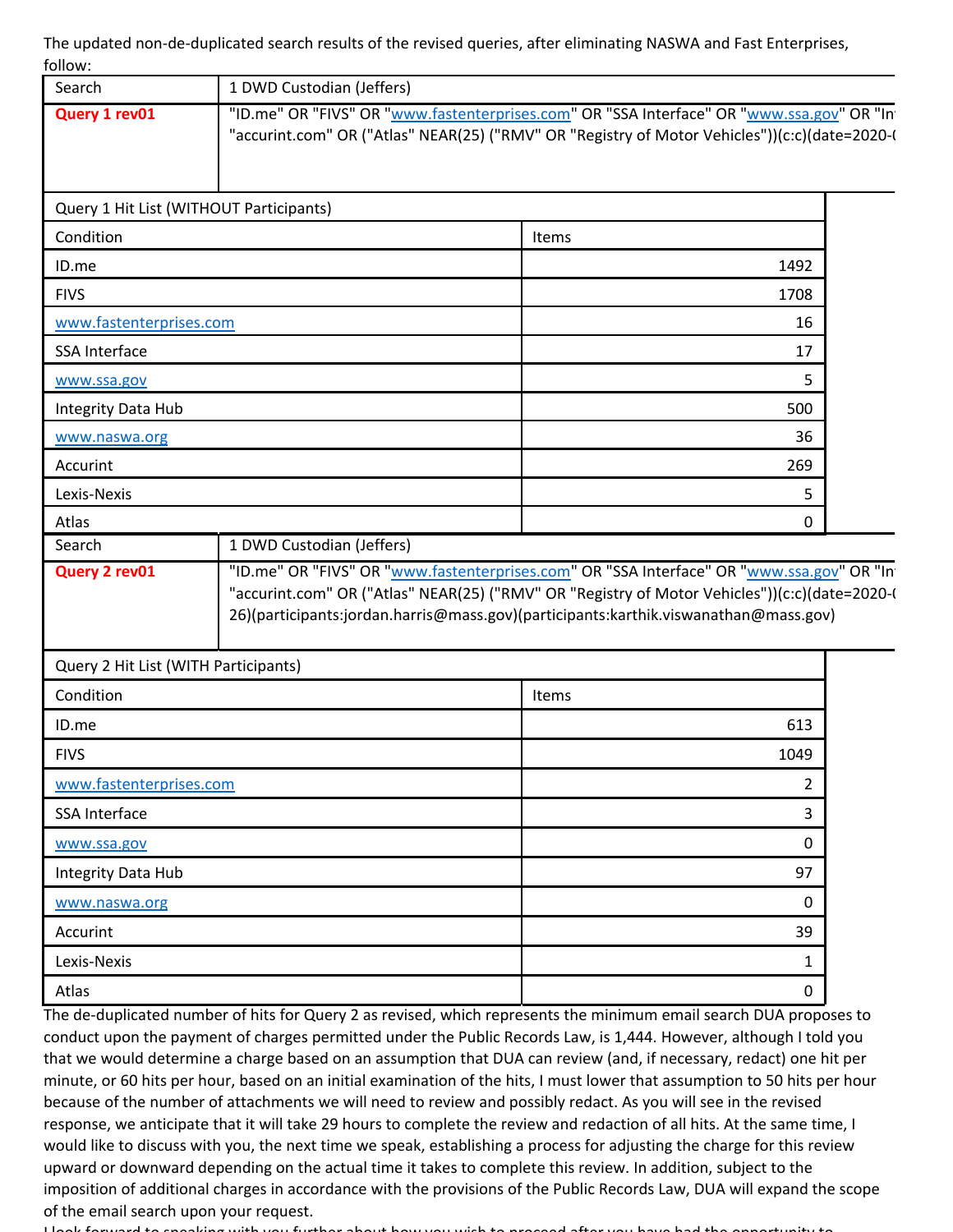The updated non-de-duplicated search results of the revised queries, after eliminating NASWA and Fast Enterprises, follow:

| Search | 1 DWD Custodian (Jeffers) |
|---|---|
| **Query 1 rev01** | "ID.me" OR "FIVS" OR "www.fastenterprises.com" OR "SSA Interface" OR "www.ssa.gov" OR "In "accurint.com" OR ("Atlas" NEAR(25) ("RMV" OR "Registry of Motor Vehicles"))(c:c)(date=2020-( |

| Query 1 Hit List (WITHOUT Participants) | |
|---|---|
| Condition | Items |
| ID.me | 1492 |
| FIVS | 1708 |
| www.fastenterprises.com | 16 |
| SSA Interface | 17 |
| www.ssa.gov | 5 |
| Integrity Data Hub | 500 |
| www.naswa.org | 36 |
| Accurint | 269 |
| Lexis-Nexis | 5 |
| Atlas | 0 |

| Search | 1 DWD Custodian (Jeffers) |
|---|---|
| **Query 2 rev01** | "ID.me" OR "FIVS" OR "www.fastenterprises.com" OR "SSA Interface" OR "www.ssa.gov" OR "In "accurint.com" OR ("Atlas" NEAR(25) ("RMV" OR "Registry of Motor Vehicles"))(c:c)(date=2020-( 26)(participants:jordan.harris@mass.gov)(participants:karthik.viswanathan@mass.gov) |

| Query 2 Hit List (WITH Participants) | |
|---|---|
| Condition | Items |
| ID.me | 613 |
| FIVS | 1049 |
| www.fastenterprises.com | 2 |
| SSA Interface | 3 |
| www.ssa.gov | 0 |
| Integrity Data Hub | 97 |
| www.naswa.org | 0 |
| Accurint | 39 |
| Lexis-Nexis | 1 |
| Atlas | 0 |

The de-duplicated number of hits for Query 2 as revised, which represents the minimum email search DUA proposes to conduct upon the payment of charges permitted under the Public Records Law, is 1,444. However, although I told you that we would determine a charge based on an assumption that DUA can review (and, if necessary, redact) one hit per minute, or 60 hits per hour, based on an initial examination of the hits, I must lower that assumption to 50 hits per hour because of the number of attachments we will need to review and possibly redact. As you will see in the revised response, we anticipate that it will take 29 hours to complete the review and redaction of all hits. At the same time, I would like to discuss with you, the next time we speak, establishing a process for adjusting the charge for this review upward or downward depending on the actual time it takes to complete this review. In addition, subject to the imposition of additional charges in accordance with the provisions of the Public Records Law, DUA will expand the scope of the email search upon your request.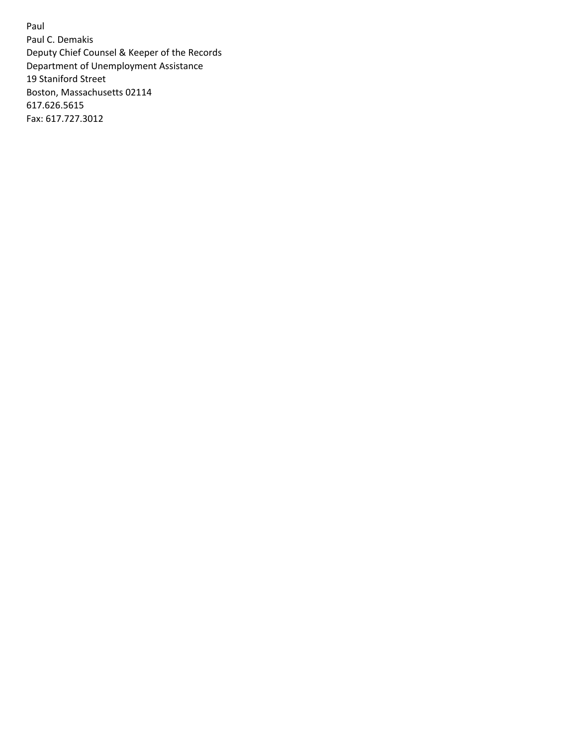Paul
Paul C. Demakis
Deputy Chief Counsel & Keeper of the Records
Department of Unemployment Assistance
19 Staniford Street
Boston, Massachusetts 02114
617.626.5615
Fax: 617.727.3012